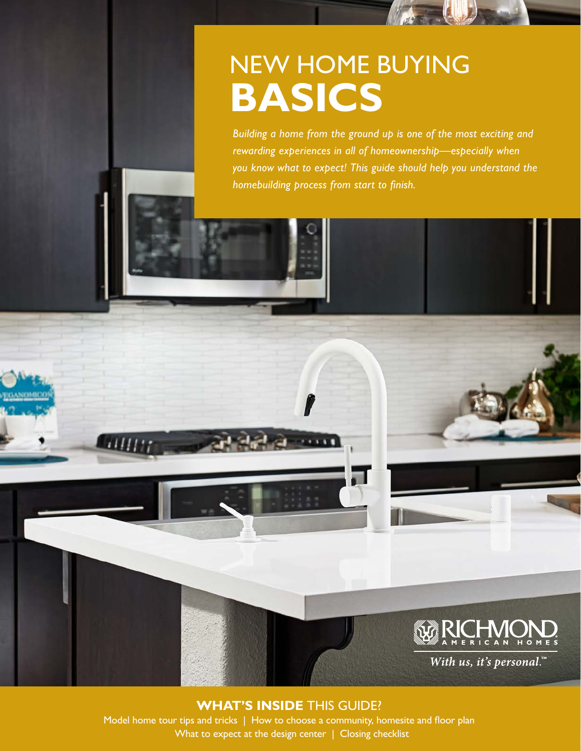# NEW HOME BUYING **BASICS**

*Building a home from the ground up is one of the most exciting and rewarding experiences in all of homeownership—especially when you know what to expect! This guide should help you understand the homebuilding process from start to finish.*

RICHMOND AMERICAN HOMES

*With us, it's personal.™*

## **WHAT'S INSIDE** THIS GUIDE?

Model home tour tips and tricks | How to choose a community, homesite and floor plan
What to expect at the design center | Closing checklist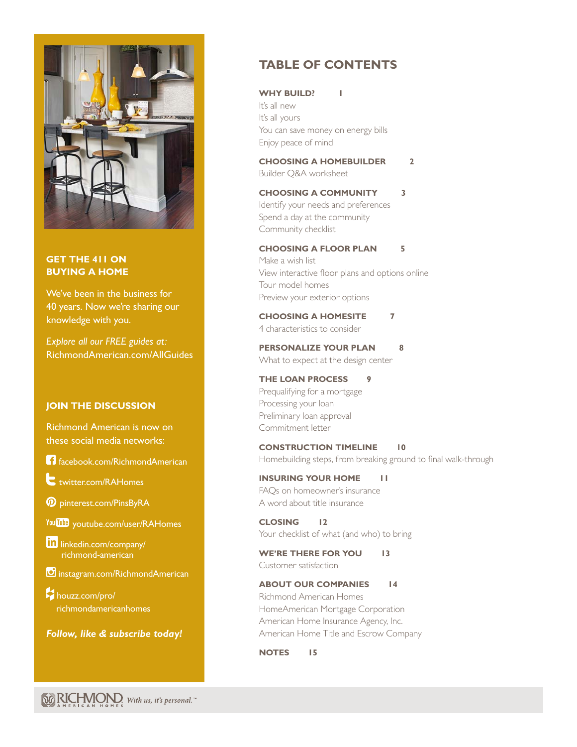## GET THE 411 ON BUYING A HOME

We've been in the business for 40 years. Now we're sharing our knowledge with you.

*Explore all our FREE guides at:*
RichmondAmerican.com/AllGuides

## JOIN THE DISCUSSION

Richmond American is now on these social media networks:

- facebook.com/RichmondAmerican
- twitter.com/RAHomes
- pinterest.com/PinsByRA
- youtube.com/user/RAHomes
- linkedin.com/company/richmond-american
- instagram.com/RichmondAmerican
- houzz.com/pro/richmondamericanhomes

***Follow, like & subscribe today!***

# TABLE OF CONTENTS

**WHY BUILD?** 1
It's all new
It's all yours
You can save money on energy bills
Enjoy peace of mind

**CHOOSING A HOMEBUILDER** 2
Builder Q&A worksheet

**CHOOSING A COMMUNITY** 3
Identify your needs and preferences
Spend a day at the community
Community checklist

**CHOOSING A FLOOR PLAN** 5
Make a wish list
View interactive floor plans and options online
Tour model homes
Preview your exterior options

**CHOOSING A HOMESITE** 7
4 characteristics to consider

**PERSONALIZE YOUR PLAN** 8
What to expect at the design center

**THE LOAN PROCESS** 9
Prequalifying for a mortgage
Processing your loan
Preliminary loan approval
Commitment letter

**CONSTRUCTION TIMELINE** 10
Homebuilding steps, from breaking ground to final walk-through

**INSURING YOUR HOME** 11
FAQs on homeowner's insurance
A word about title insurance

**CLOSING** 12
Your checklist of what (and who) to bring

**WE'RE THERE FOR YOU** 13
Customer satisfaction

**ABOUT OUR COMPANIES** 14
Richmond American Homes
HomeAmerican Mortgage Corporation
American Home Insurance Agency, Inc.
American Home Title and Escrow Company

**NOTES** 15

RICHMOND AMERICAN HOMES *With us, it's personal.*™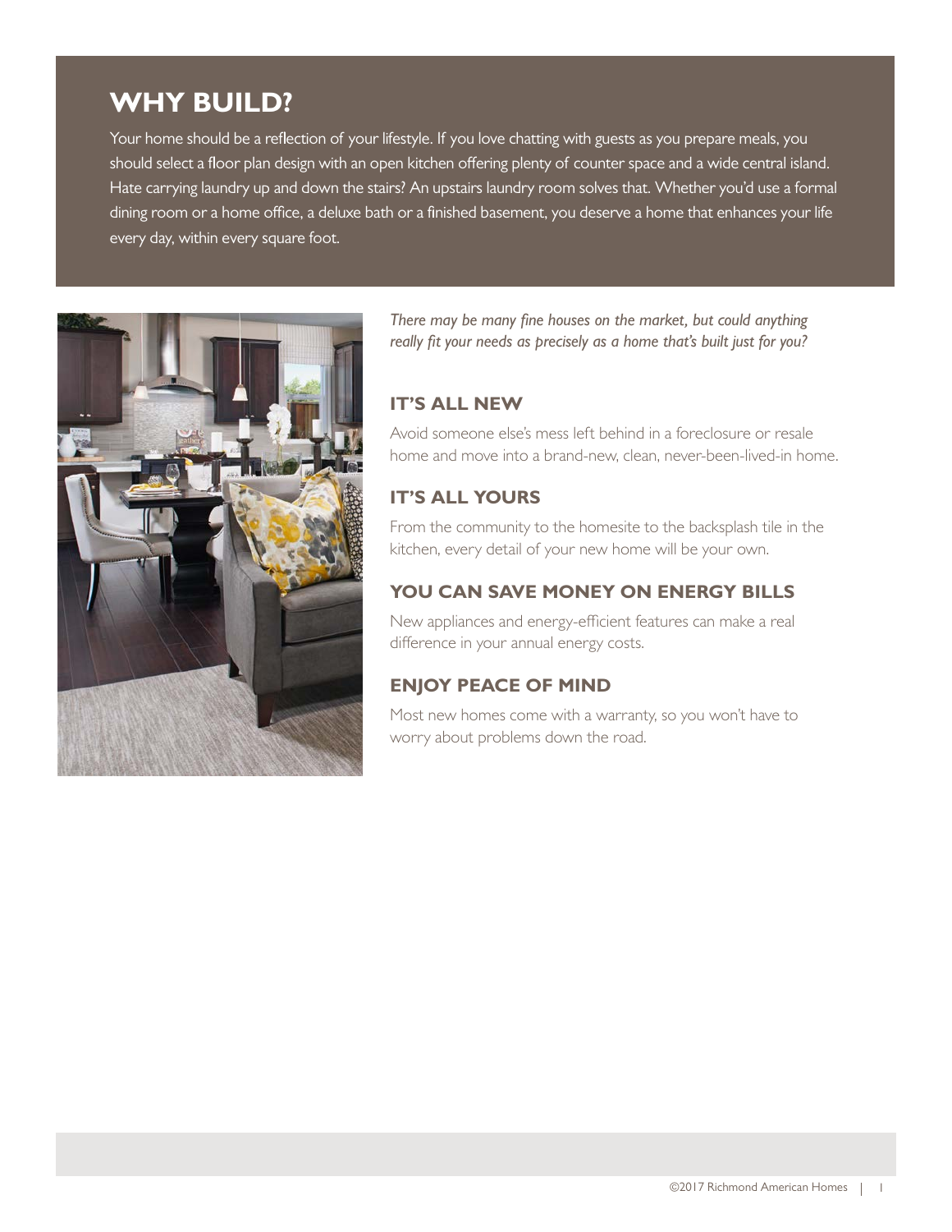# WHY BUILD?

Your home should be a reflection of your lifestyle. If you love chatting with guests as you prepare meals, you should select a floor plan design with an open kitchen offering plenty of counter space and a wide central island. Hate carrying laundry up and down the stairs? An upstairs laundry room solves that. Whether you'd use a formal dining room or a home office, a deluxe bath or a finished basement, you deserve a home that enhances your life every day, within every square foot.

*There may be many fine houses on the market, but could anything really fit your needs as precisely as a home that's built just for you?*

## IT'S ALL NEW

Avoid someone else's mess left behind in a foreclosure or resale home and move into a brand-new, clean, never-been-lived-in home.

## IT'S ALL YOURS

From the community to the homesite to the backsplash tile in the kitchen, every detail of your new home will be your own.

## YOU CAN SAVE MONEY ON ENERGY BILLS

New appliances and energy-efficient features can make a real difference in your annual energy costs.

## ENJOY PEACE OF MIND

Most new homes come with a warranty, so you won't have to worry about problems down the road.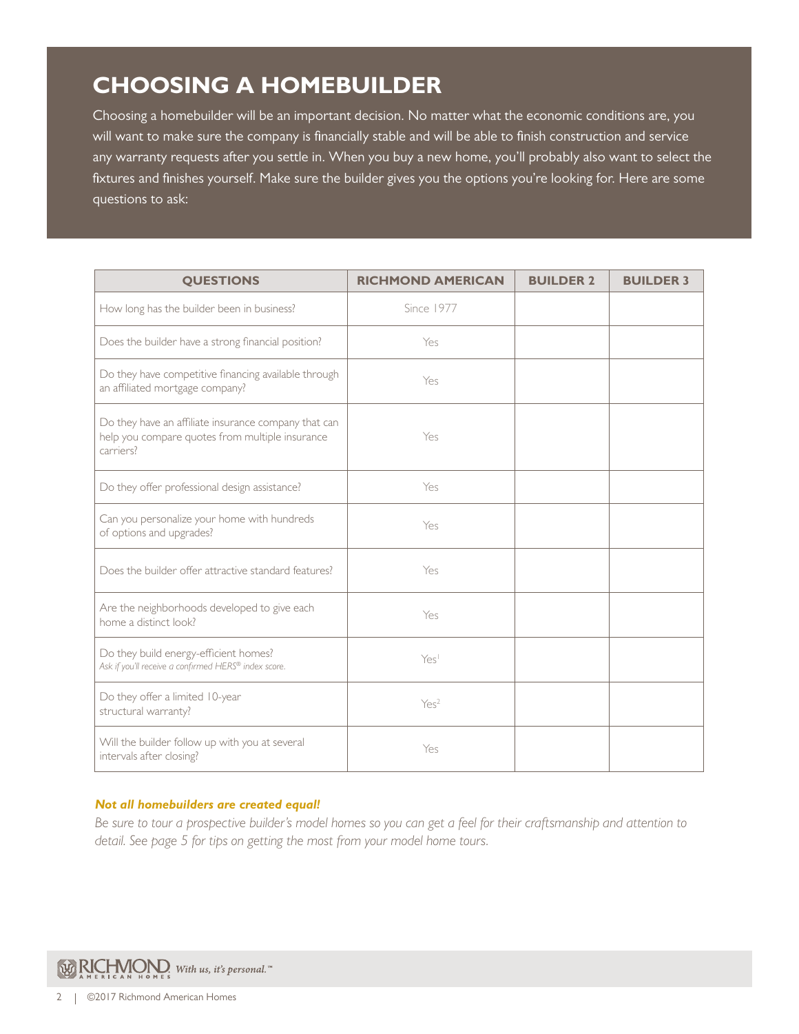# CHOOSING A HOMEBUILDER

Choosing a homebuilder will be an important decision. No matter what the economic conditions are, you will want to make sure the company is financially stable and will be able to finish construction and service any warranty requests after you settle in. When you buy a new home, you'll probably also want to select the fixtures and finishes yourself. Make sure the builder gives you the options you're looking for. Here are some questions to ask:

| QUESTIONS | RICHMOND AMERICAN | BUILDER 2 | BUILDER 3 |
|---|---|---|---|
| How long has the builder been in business? | Since 1977 | | |
| Does the builder have a strong financial position? | Yes | | |
| Do they have competitive financing available through an affiliated mortgage company? | Yes | | |
| Do they have an affiliate insurance company that can help you compare quotes from multiple insurance carriers? | Yes | | |
| Do they offer professional design assistance? | Yes | | |
| Can you personalize your home with hundreds of options and upgrades? | Yes | | |
| Does the builder offer attractive standard features? | Yes | | |
| Are the neighborhoods developed to give each home a distinct look? | Yes | | |
| Do they build energy-efficient homes? *Ask if you'll receive a confirmed HERS® index score.* | Yes[1] | | |
| Do they offer a limited 10-year structural warranty? | Yes[2] | | |
| Will the builder follow up with you at several intervals after closing? | Yes | | |

***Not all homebuilders are created equal!***

*Be sure to tour a prospective builder's model homes so you can get a feel for their craftsmanship and attention to detail. See page 5 for tips on getting the most from your model home tours.*

RICHMOND AMERICAN HOMES *With us, it's personal.*™

©2017 Richmond American Homes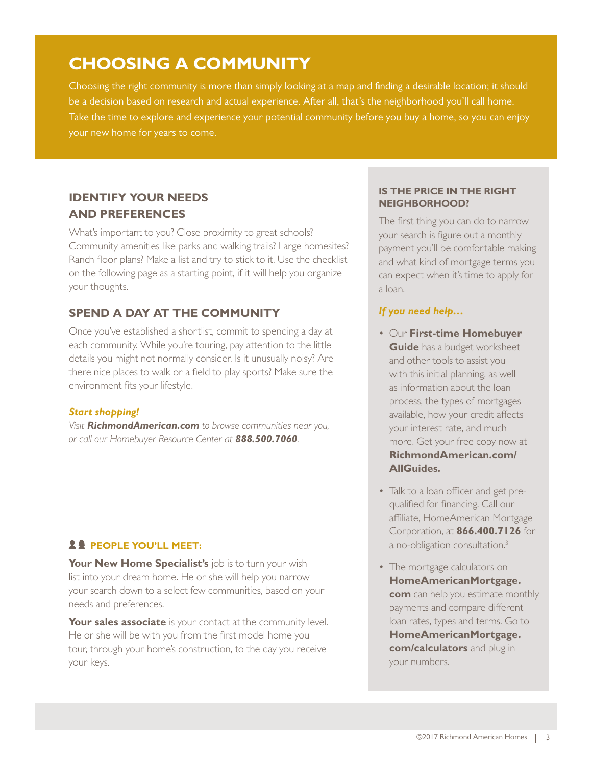# CHOOSING A COMMUNITY

Choosing the right community is more than simply looking at a map and finding a desirable location; it should be a decision based on research and actual experience. After all, that's the neighborhood you'll call home. Take the time to explore and experience your potential community before you buy a home, so you can enjoy your new home for years to come.

## IDENTIFY YOUR NEEDS AND PREFERENCES

What's important to you? Close proximity to great schools? Community amenities like parks and walking trails? Large homesites? Ranch floor plans? Make a list and try to stick to it. Use the checklist on the following page as a starting point, if it will help you organize your thoughts.

## SPEND A DAY AT THE COMMUNITY

Once you've established a shortlist, commit to spending a day at each community. While you're touring, pay attention to the little details you might not normally consider. Is it unusually noisy? Are there nice places to walk or a field to play sports? Make sure the environment fits your lifestyle.

***Start shopping!***

*Visit **RichmondAmerican.com** to browse communities near you, or call our Homebuyer Resource Center at **888.500.7060**.*

### PEOPLE YOU'LL MEET:

**Your New Home Specialist's** job is to turn your wish list into your dream home. He or she will help you narrow your search down to a select few communities, based on your needs and preferences.

**Your sales associate** is your contact at the community level. He or she will be with you from the first model home you tour, through your home's construction, to the day you receive your keys.

### IS THE PRICE IN THE RIGHT NEIGHBORHOOD?

The first thing you can do to narrow your search is figure out a monthly payment you'll be comfortable making and what kind of mortgage terms you can expect when it's time to apply for a loan.

***If you need help…***

- Our **First-time Homebuyer Guide** has a budget worksheet and other tools to assist you with this initial planning, as well as information about the loan process, the types of mortgages available, how your credit affects your interest rate, and much more. Get your free copy now at **RichmondAmerican.com/AllGuides.**
- Talk to a loan officer and get pre-qualified for financing. Call our affiliate, HomeAmerican Mortgage Corporation, at **866.400.7126** for a no-obligation consultation.[3]
- The mortgage calculators on **HomeAmericanMortgage.com** can help you estimate monthly payments and compare different loan rates, types and terms. Go to **HomeAmericanMortgage.com/calculators** and plug in your numbers.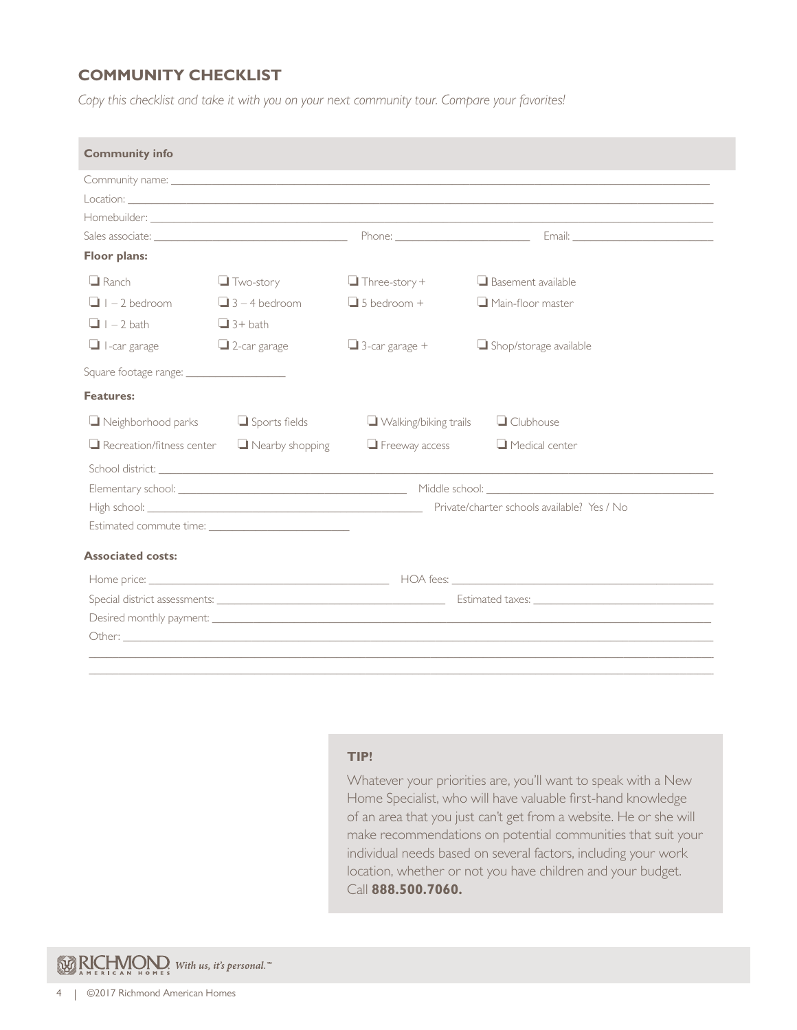## COMMUNITY CHECKLIST

*Copy this checklist and take it with you on your next community tour. Compare your favorites!*

**Community info**

Community name: ______________________________

Location: ______________________________

Homebuilder: ______________________________

Sales associate: ______________________________ Phone: ______________________ Email: ______________________

**Floor plans:**

- ❑ Ranch ❑ Two-story ❑ Three-story + ❑ Basement available
- ❑ 1 – 2 bedroom ❑ 3 – 4 bedroom ❑ 5 bedroom + ❑ Main-floor master
- ❑ 1 – 2 bath ❑ 3+ bath
- ❑ 1-car garage ❑ 2-car garage ❑ 3-car garage + ❑ Shop/storage available

Square footage range: ________________

**Features:**

- ❑ Neighborhood parks ❑ Sports fields ❑ Walking/biking trails ❑ Clubhouse
- ❑ Recreation/fitness center ❑ Nearby shopping ❑ Freeway access ❑ Medical center

School district: ______________________________

Elementary school: ______________________________ Middle school: ______________________________

High school: ______________________________ Private/charter schools available? Yes / No

Estimated commute time: ______________________

**Associated costs:**

Home price: ______________________________ HOA fees: ______________________________

Special district assessments: ______________________________ Estimated taxes: ______________________________

Desired monthly payment: ______________________________

Other: ______________________________

______________________________

______________________________

**TIP!**

Whatever your priorities are, you'll want to speak with a New Home Specialist, who will have valuable first-hand knowledge of an area that you just can't get from a website. He or she will make recommendations on potential communities that suit your individual needs based on several factors, including your work location, whether or not you have children and your budget. Call **888.500.7060.**

RICHMOND AMERICAN HOMES *With us, it's personal.*™

©2017 Richmond American Homes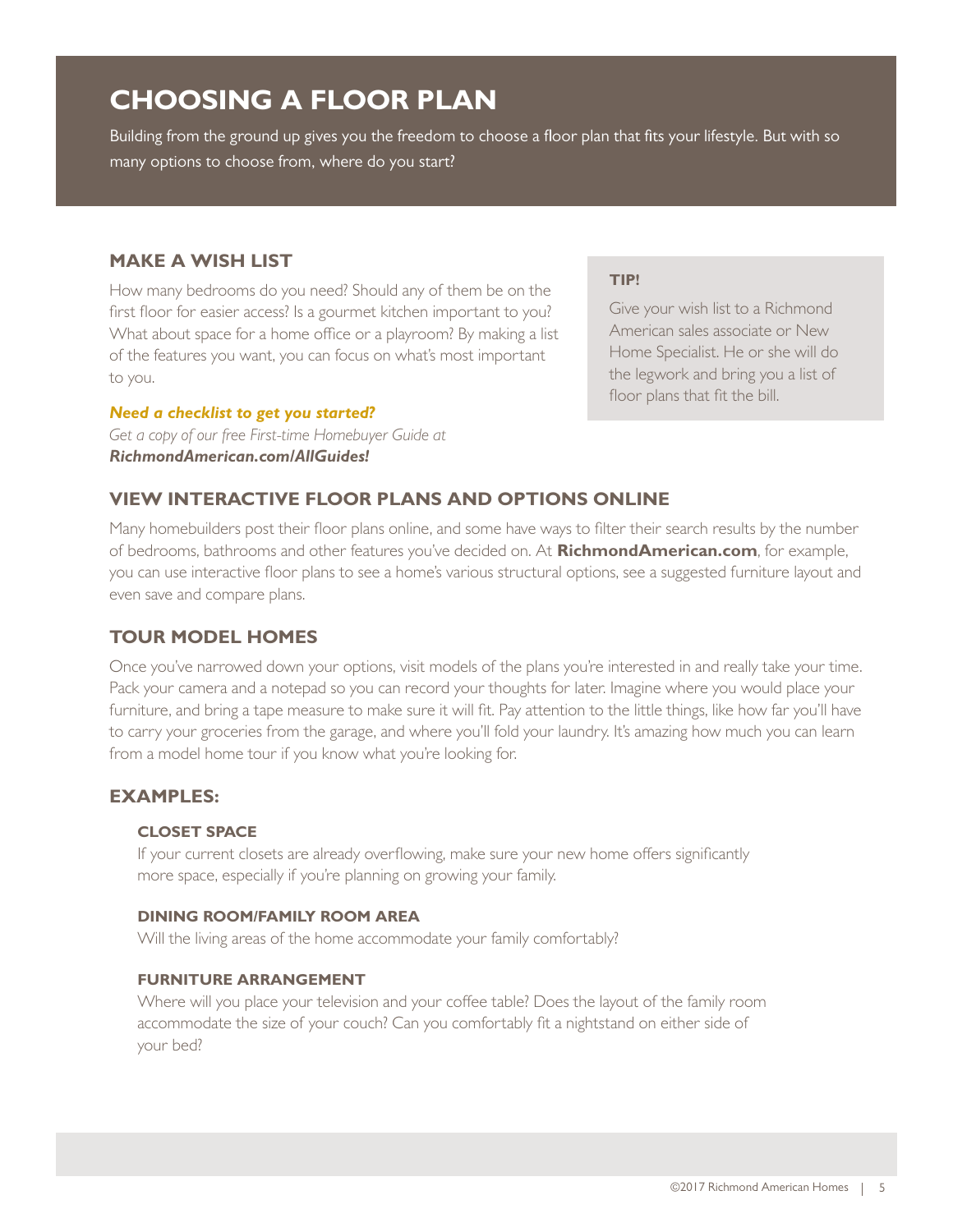# CHOOSING A FLOOR PLAN

Building from the ground up gives you the freedom to choose a floor plan that fits your lifestyle. But with so many options to choose from, where do you start?

## MAKE A WISH LIST

How many bedrooms do you need? Should any of them be on the first floor for easier access? Is a gourmet kitchen important to you? What about space for a home office or a playroom? By making a list of the features you want, you can focus on what's most important to you.

***Need a checklist to get you started?***
*Get a copy of our free First-time Homebuyer Guide at* ***RichmondAmerican.com/AllGuides!***

**TIP!**

Give your wish list to a Richmond American sales associate or New Home Specialist. He or she will do the legwork and bring you a list of floor plans that fit the bill.

## VIEW INTERACTIVE FLOOR PLANS AND OPTIONS ONLINE

Many homebuilders post their floor plans online, and some have ways to filter their search results by the number of bedrooms, bathrooms and other features you've decided on. At **RichmondAmerican.com**, for example, you can use interactive floor plans to see a home's various structural options, see a suggested furniture layout and even save and compare plans.

## TOUR MODEL HOMES

Once you've narrowed down your options, visit models of the plans you're interested in and really take your time. Pack your camera and a notepad so you can record your thoughts for later. Imagine where you would place your furniture, and bring a tape measure to make sure it will fit. Pay attention to the little things, like how far you'll have to carry your groceries from the garage, and where you'll fold your laundry. It's amazing how much you can learn from a model home tour if you know what you're looking for.

## EXAMPLES:

### CLOSET SPACE

If your current closets are already overflowing, make sure your new home offers significantly more space, especially if you're planning on growing your family.

### DINING ROOM/FAMILY ROOM AREA

Will the living areas of the home accommodate your family comfortably?

### FURNITURE ARRANGEMENT

Where will you place your television and your coffee table? Does the layout of the family room accommodate the size of your couch? Can you comfortably fit a nightstand on either side of your bed?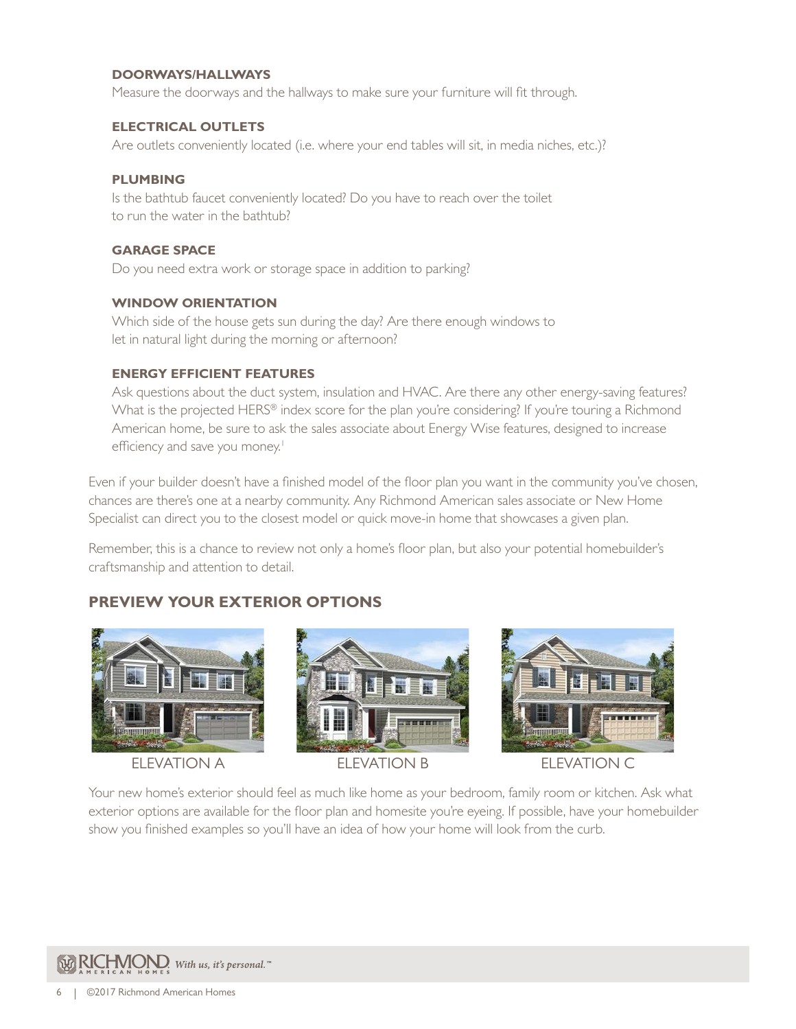**DOORWAYS/HALLWAYS**
Measure the doorways and the hallways to make sure your furniture will fit through.

**ELECTRICAL OUTLETS**
Are outlets conveniently located (i.e. where your end tables will sit, in media niches, etc.)?

**PLUMBING**
Is the bathtub faucet conveniently located? Do you have to reach over the toilet to run the water in the bathtub?

**GARAGE SPACE**
Do you need extra work or storage space in addition to parking?

**WINDOW ORIENTATION**
Which side of the house gets sun during the day? Are there enough windows to let in natural light during the morning or afternoon?

**ENERGY EFFICIENT FEATURES**
Ask questions about the duct system, insulation and HVAC. Are there any other energy-saving features? What is the projected HERS® index score for the plan you're considering? If you're touring a Richmond American home, be sure to ask the sales associate about Energy Wise features, designed to increase efficiency and save you money.[1]

Even if your builder doesn't have a finished model of the floor plan you want in the community you've chosen, chances are there's one at a nearby community. Any Richmond American sales associate or New Home Specialist can direct you to the closest model or quick move-in home that showcases a given plan.

Remember, this is a chance to review not only a home's floor plan, but also your potential homebuilder's craftsmanship and attention to detail.

## PREVIEW YOUR EXTERIOR OPTIONS

ELEVATION A

ELEVATION B

ELEVATION C

Your new home's exterior should feel as much like home as your bedroom, family room or kitchen. Ask what exterior options are available for the floor plan and homesite you're eyeing. If possible, have your homebuilder show you finished examples so you'll have an idea of how your home will look from the curb.

©2017 Richmond American Homes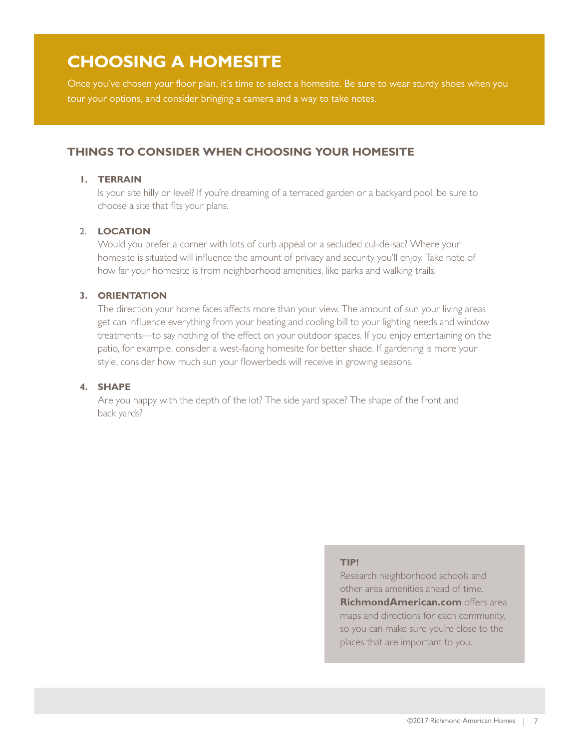# CHOOSING A HOMESITE

Once you've chosen your floor plan, it's time to select a homesite. Be sure to wear sturdy shoes when you tour your options, and consider bringing a camera and a way to take notes.

## THINGS TO CONSIDER WHEN CHOOSING YOUR HOMESITE

1. **TERRAIN**
   Is your site hilly or level? If you're dreaming of a terraced garden or a backyard pool, be sure to choose a site that fits your plans.

2. **LOCATION**
   Would you prefer a corner with lots of curb appeal or a secluded cul-de-sac? Where your homesite is situated will influence the amount of privacy and security you'll enjoy. Take note of how far your homesite is from neighborhood amenities, like parks and walking trails.

3. **ORIENTATION**
   The direction your home faces affects more than your view. The amount of sun your living areas get can influence everything from your heating and cooling bill to your lighting needs and window treatments—to say nothing of the effect on your outdoor spaces. If you enjoy entertaining on the patio, for example, consider a west-facing homesite for better shade. If gardening is more your style, consider how much sun your flowerbeds will receive in growing seasons.

4. **SHAPE**
   Are you happy with the depth of the lot? The side yard space? The shape of the front and back yards?

**TIP!**
Research neighborhood schools and other area amenities ahead of time. **RichmondAmerican.com** offers area maps and directions for each community, so you can make sure you're close to the places that are important to you.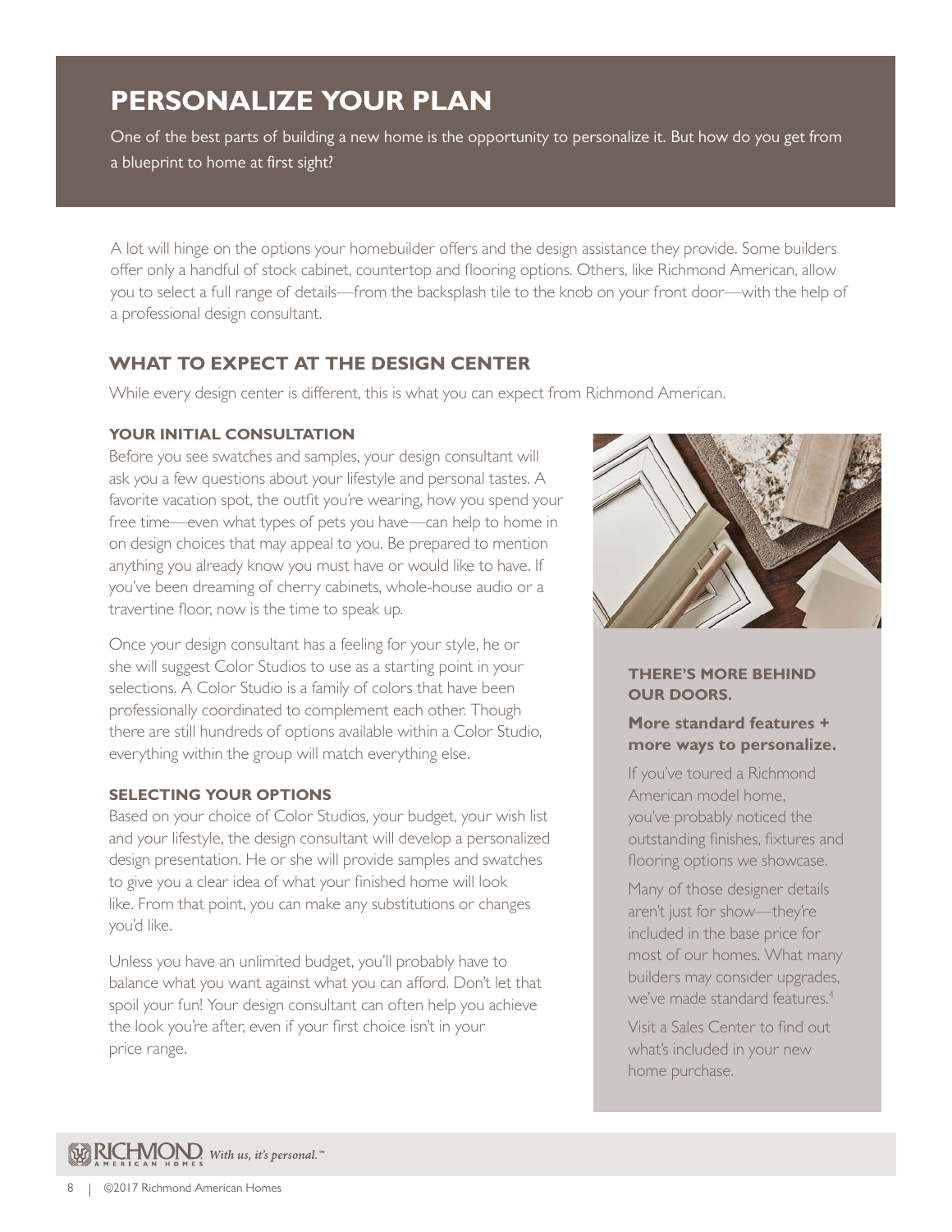# PERSONALIZE YOUR PLAN

One of the best parts of building a new home is the opportunity to personalize it. But how do you get from a blueprint to home at first sight?

A lot will hinge on the options your homebuilder offers and the design assistance they provide. Some builders offer only a handful of stock cabinet, countertop and flooring options. Others, like Richmond American, allow you to select a full range of details—from the backsplash tile to the knob on your front door—with the help of a professional design consultant.

## WHAT TO EXPECT AT THE DESIGN CENTER

While every design center is different, this is what you can expect from Richmond American.

### YOUR INITIAL CONSULTATION

Before you see swatches and samples, your design consultant will ask you a few questions about your lifestyle and personal tastes. A favorite vacation spot, the outfit you're wearing, how you spend your free time—even what types of pets you have—can help to home in on design choices that may appeal to you. Be prepared to mention anything you already know you must have or would like to have. If you've been dreaming of cherry cabinets, whole-house audio or a travertine floor, now is the time to speak up.

Once your design consultant has a feeling for your style, he or she will suggest Color Studios to use as a starting point in your selections. A Color Studio is a family of colors that have been professionally coordinated to complement each other. Though there are still hundreds of options available within a Color Studio, everything within the group will match everything else.

### SELECTING YOUR OPTIONS

Based on your choice of Color Studios, your budget, your wish list and your lifestyle, the design consultant will develop a personalized design presentation. He or she will provide samples and swatches to give you a clear idea of what your finished home will look like. From that point, you can make any substitutions or changes you'd like.

Unless you have an unlimited budget, you'll probably have to balance what you want against what you can afford. Don't let that spoil your fun! Your design consultant can often help you achieve the look you're after, even if your first choice isn't in your price range.

**THERE'S MORE BEHIND OUR DOORS.**

**More standard features + more ways to personalize.**

If you've toured a Richmond American model home, you've probably noticed the outstanding finishes, fixtures and flooring options we showcase.

Many of those designer details aren't just for show—they're included in the base price for most of our homes. What many builders may consider upgrades, we've made standard features.[4]

Visit a Sales Center to find out what's included in your new home purchase.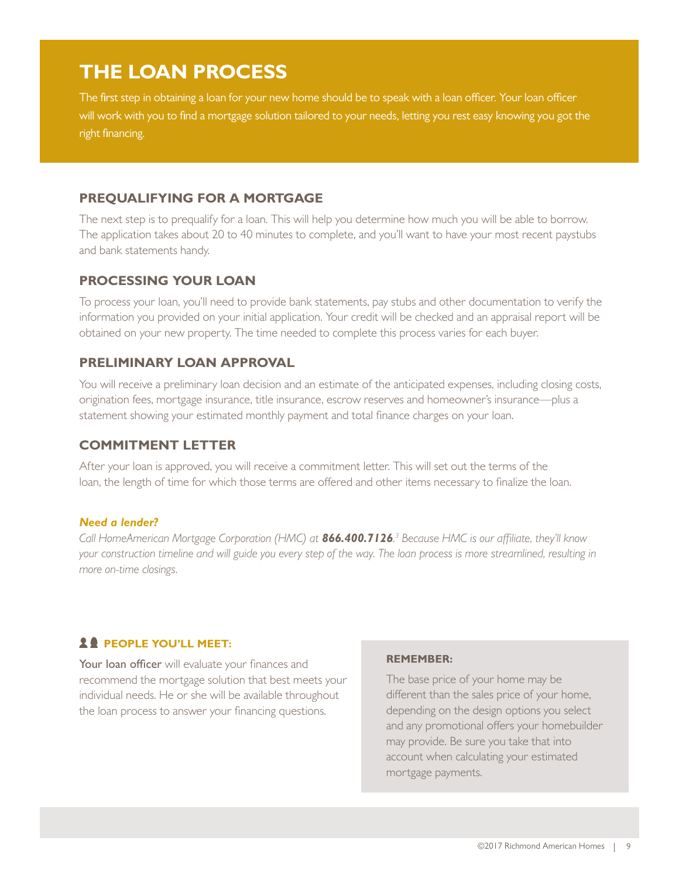# THE LOAN PROCESS

The first step in obtaining a loan for your new home should be to speak with a loan officer. Your loan officer will work with you to find a mortgage solution tailored to your needs, letting you rest easy knowing you got the right financing.

## PREQUALIFYING FOR A MORTGAGE

The next step is to prequalify for a loan. This will help you determine how much you will be able to borrow. The application takes about 20 to 40 minutes to complete, and you'll want to have your most recent paystubs and bank statements handy.

## PROCESSING YOUR LOAN

To process your loan, you'll need to provide bank statements, pay stubs and other documentation to verify the information you provided on your initial application. Your credit will be checked and an appraisal report will be obtained on your new property. The time needed to complete this process varies for each buyer.

## PRELIMINARY LOAN APPROVAL

You will receive a preliminary loan decision and an estimate of the anticipated expenses, including closing costs, origination fees, mortgage insurance, title insurance, escrow reserves and homeowner's insurance—plus a statement showing your estimated monthly payment and total finance charges on your loan.

## COMMITMENT LETTER

After your loan is approved, you will receive a commitment letter. This will set out the terms of the loan, the length of time for which those terms are offered and other items necessary to finalize the loan.

***Need a lender?***

*Call HomeAmerican Mortgage Corporation (HMC) at **866.400.7126**.[3] Because HMC is our affiliate, they'll know your construction timeline and will guide you every step of the way. The loan process is more streamlined, resulting in more on-time closings.*

### PEOPLE YOU'LL MEET:

Your loan officer will evaluate your finances and recommend the mortgage solution that best meets your individual needs. He or she will be available throughout the loan process to answer your financing questions.

**REMEMBER:**

The base price of your home may be different than the sales price of your home, depending on the design options you select and any promotional offers your homebuilder may provide. Be sure you take that into account when calculating your estimated mortgage payments.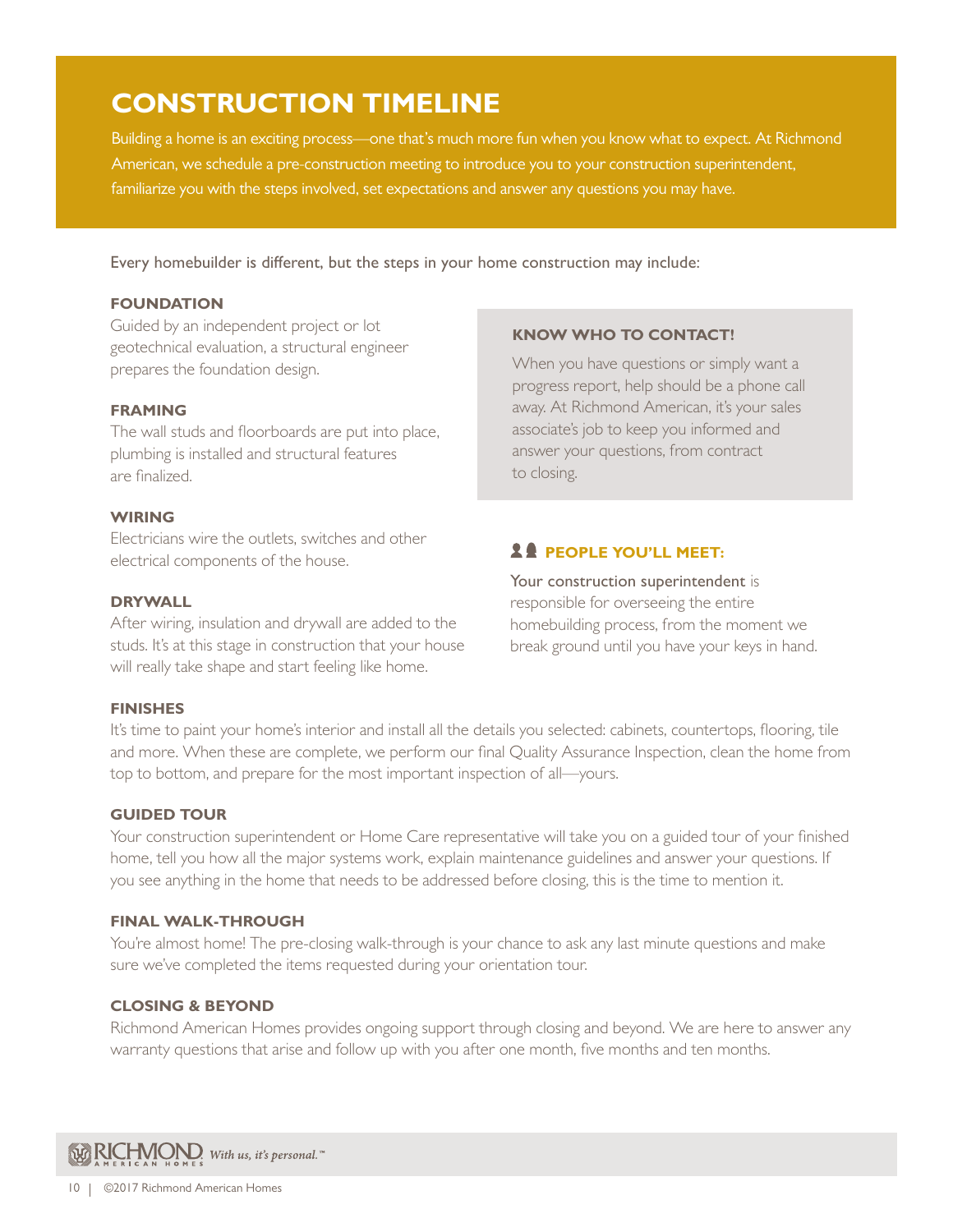# CONSTRUCTION TIMELINE

Building a home is an exciting process—one that's much more fun when you know what to expect. At Richmond American, we schedule a pre-construction meeting to introduce you to your construction superintendent, familiarize you with the steps involved, set expectations and answer any questions you may have.

Every homebuilder is different, but the steps in your home construction may include:

### FOUNDATION

Guided by an independent project or lot geotechnical evaluation, a structural engineer prepares the foundation design.

### FRAMING

The wall studs and floorboards are put into place, plumbing is installed and structural features are finalized.

### WIRING

Electricians wire the outlets, switches and other electrical components of the house.

### DRYWALL

After wiring, insulation and drywall are added to the studs. It's at this stage in construction that your house will really take shape and start feeling like home.

### KNOW WHO TO CONTACT!

When you have questions or simply want a progress report, help should be a phone call away. At Richmond American, it's your sales associate's job to keep you informed and answer your questions, from contract to closing.

### PEOPLE YOU'LL MEET:

**Your construction superintendent** is responsible for overseeing the entire homebuilding process, from the moment we break ground until you have your keys in hand.

### FINISHES

It's time to paint your home's interior and install all the details you selected: cabinets, countertops, flooring, tile and more. When these are complete, we perform our final Quality Assurance Inspection, clean the home from top to bottom, and prepare for the most important inspection of all—yours.

### GUIDED TOUR

Your construction superintendent or Home Care representative will take you on a guided tour of your finished home, tell you how all the major systems work, explain maintenance guidelines and answer your questions. If you see anything in the home that needs to be addressed before closing, this is the time to mention it.

### FINAL WALK-THROUGH

You're almost home! The pre-closing walk-through is your chance to ask any last minute questions and make sure we've completed the items requested during your orientation tour.

### CLOSING & BEYOND

Richmond American Homes provides ongoing support through closing and beyond. We are here to answer any warranty questions that arise and follow up with you after one month, five months and ten months.

RICHMOND AMERICAN HOMES *With us, it's personal.*™

©2017 Richmond American Homes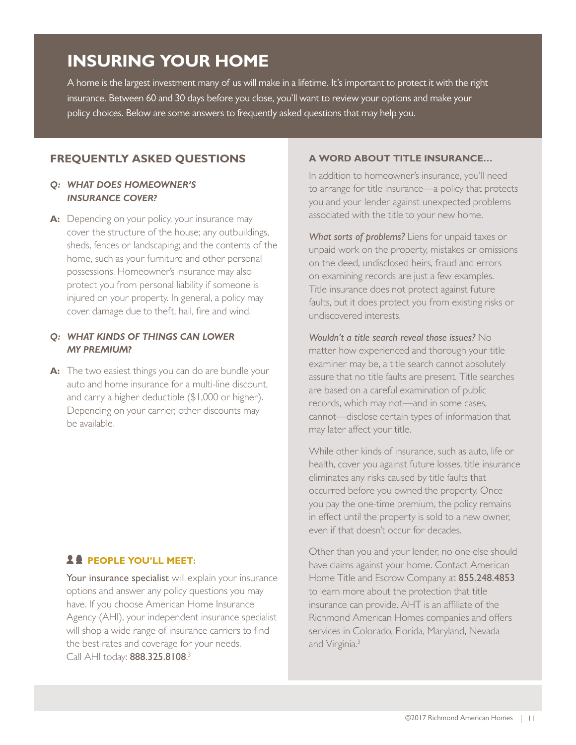# INSURING YOUR HOME

A home is the largest investment many of us will make in a lifetime. It's important to protect it with the right insurance. Between 60 and 30 days before you close, you'll want to review your options and make your policy choices. Below are some answers to frequently asked questions that may help you.

## FREQUENTLY ASKED QUESTIONS

***Q: WHAT DOES HOMEOWNER'S INSURANCE COVER?***

**A:** Depending on your policy, your insurance may cover the structure of the house; any outbuildings, sheds, fences or landscaping; and the contents of the home, such as your furniture and other personal possessions. Homeowner's insurance may also protect you from personal liability if someone is injured on your property. In general, a policy may cover damage due to theft, hail, fire and wind.

***Q: WHAT KINDS OF THINGS CAN LOWER MY PREMIUM?***

**A:** The two easiest things you can do are bundle your auto and home insurance for a multi-line discount, and carry a higher deductible ($1,000 or higher). Depending on your carrier, other discounts may be available.

### PEOPLE YOU'LL MEET:

Your insurance specialist will explain your insurance options and answer any policy questions you may have. If you choose American Home Insurance Agency (AHI), your independent insurance specialist will shop a wide range of insurance carriers to find the best rates and coverage for your needs. Call AHI today: **888.325.8108**.[3]

### A WORD ABOUT TITLE INSURANCE…

In addition to homeowner's insurance, you'll need to arrange for title insurance—a policy that protects you and your lender against unexpected problems associated with the title to your new home.

*What sorts of problems?* Liens for unpaid taxes or unpaid work on the property, mistakes or omissions on the deed, undisclosed heirs, fraud and errors on examining records are just a few examples. Title insurance does not protect against future faults, but it does protect you from existing risks or undiscovered interests.

*Wouldn't a title search reveal those issues?* No matter how experienced and thorough your title examiner may be, a title search cannot absolutely assure that no title faults are present. Title searches are based on a careful examination of public records, which may not—and in some cases, cannot—disclose certain types of information that may later affect your title.

While other kinds of insurance, such as auto, life or health, cover you against future losses, title insurance eliminates any risks caused by title faults that occurred before you owned the property. Once you pay the one-time premium, the policy remains in effect until the property is sold to a new owner, even if that doesn't occur for decades.

Other than you and your lender, no one else should have claims against your home. Contact American Home Title and Escrow Company at **855.248.4853** to learn more about the protection that title insurance can provide. AHT is an affiliate of the Richmond American Homes companies and offers services in Colorado, Florida, Maryland, Nevada and Virginia.[3]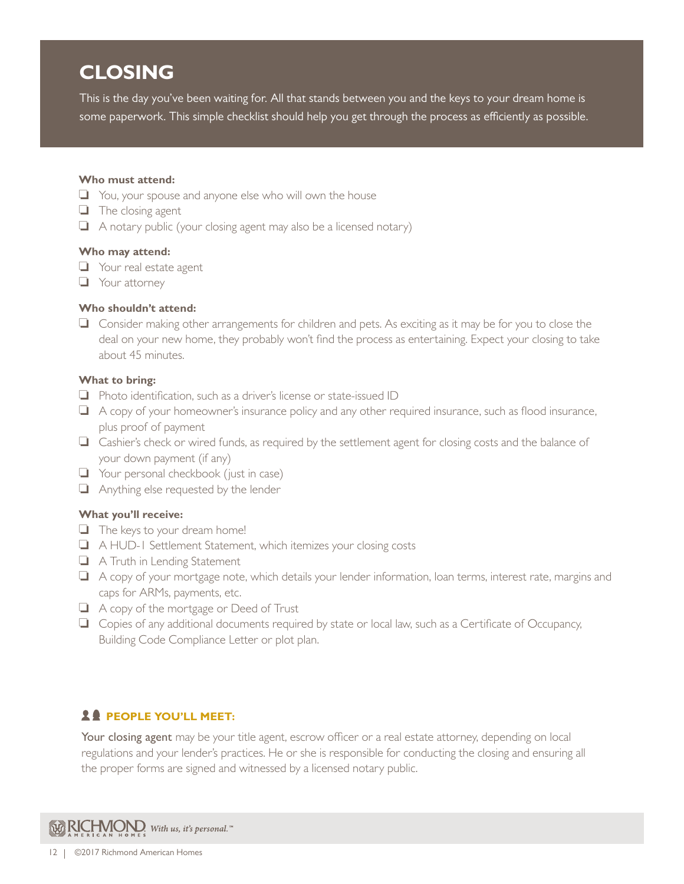# CLOSING

This is the day you've been waiting for. All that stands between you and the keys to your dream home is some paperwork. This simple checklist should help you get through the process as efficiently as possible.

**Who must attend:**

- ❑ You, your spouse and anyone else who will own the house
- ❑ The closing agent
- ❑ A notary public (your closing agent may also be a licensed notary)

**Who may attend:**

- ❑ Your real estate agent
- ❑ Your attorney

**Who shouldn't attend:**

- ❑ Consider making other arrangements for children and pets. As exciting as it may be for you to close the deal on your new home, they probably won't find the process as entertaining. Expect your closing to take about 45 minutes.

**What to bring:**

- ❑ Photo identification, such as a driver's license or state-issued ID
- ❑ A copy of your homeowner's insurance policy and any other required insurance, such as flood insurance, plus proof of payment
- ❑ Cashier's check or wired funds, as required by the settlement agent for closing costs and the balance of your down payment (if any)
- ❑ Your personal checkbook (just in case)
- ❑ Anything else requested by the lender

**What you'll receive:**

- ❑ The keys to your dream home!
- ❑ A HUD-1 Settlement Statement, which itemizes your closing costs
- ❑ A Truth in Lending Statement
- ❑ A copy of your mortgage note, which details your lender information, loan terms, interest rate, margins and caps for ARMs, payments, etc.
- ❑ A copy of the mortgage or Deed of Trust
- ❑ Copies of any additional documents required by state or local law, such as a Certificate of Occupancy, Building Code Compliance Letter or plot plan.

## PEOPLE YOU'LL MEET:

Your closing agent may be your title agent, escrow officer or a real estate attorney, depending on local regulations and your lender's practices. He or she is responsible for conducting the closing and ensuring all the proper forms are signed and witnessed by a licensed notary public.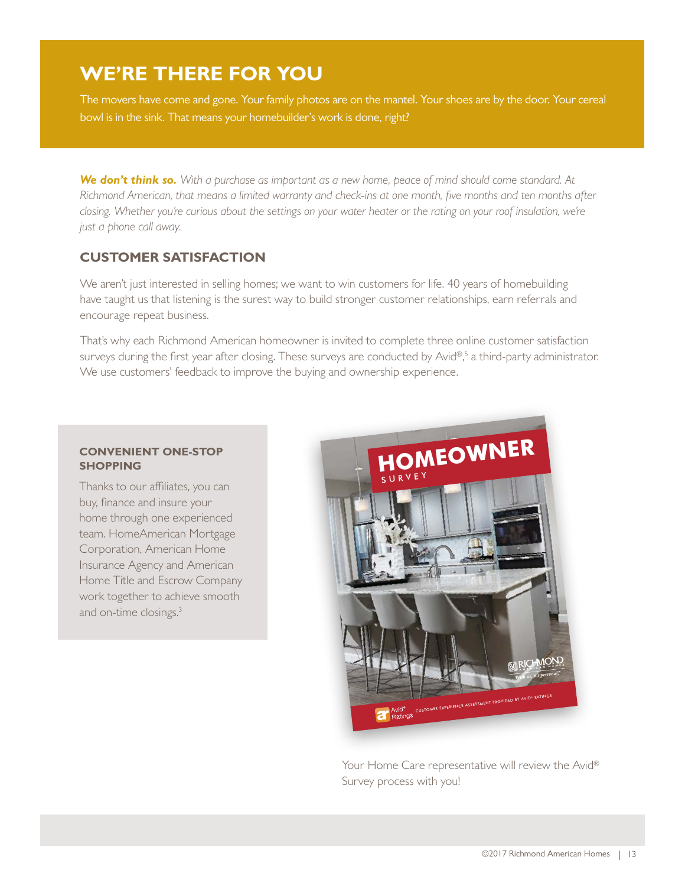## WE'RE THERE FOR YOU

The movers have come and gone. Your family photos are on the mantel. Your shoes are by the door. Your cereal bowl is in the sink. That means your homebuilder's work is done, right?

***We don't think so.*** *With a purchase as important as a new home, peace of mind should come standard. At Richmond American, that means a limited warranty and check-ins at one month, five months and ten months after closing. Whether you're curious about the settings on your water heater or the rating on your roof insulation, we're just a phone call away.*

### CUSTOMER SATISFACTION

We aren't just interested in selling homes; we want to win customers for life. 40 years of homebuilding have taught us that listening is the surest way to build stronger customer relationships, earn referrals and encourage repeat business.

That's why each Richmond American homeowner is invited to complete three online customer satisfaction surveys during the first year after closing. These surveys are conducted by Avid®,[5] a third-party administrator. We use customers' feedback to improve the buying and ownership experience.

#### CONVENIENT ONE-STOP SHOPPING

Thanks to our affiliates, you can buy, finance and insure your home through one experienced team. HomeAmerican Mortgage Corporation, American Home Insurance Agency and American Home Title and Escrow Company work together to achieve smooth and on-time closings.[3]

Your Home Care representative will review the Avid® Survey process with you!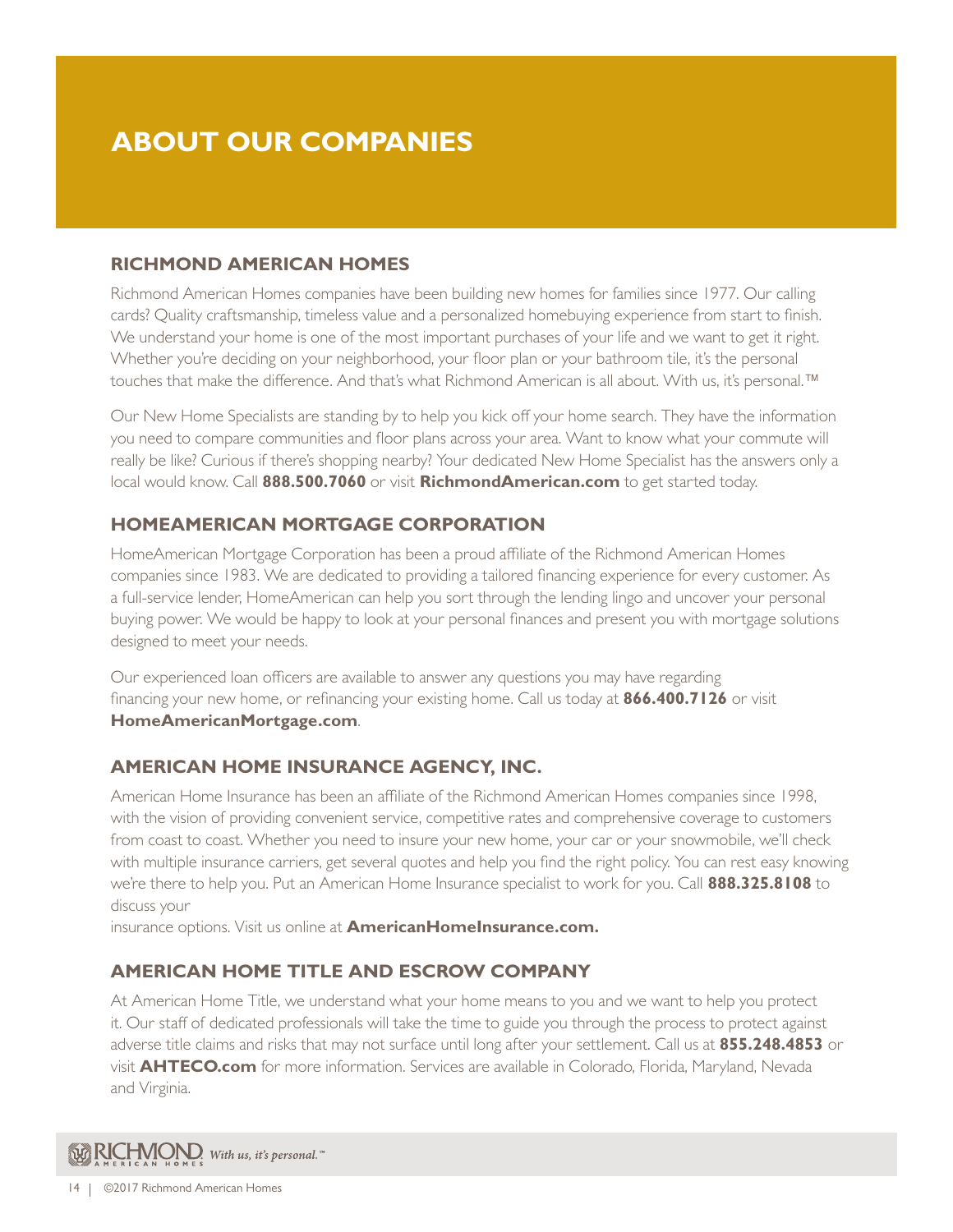# ABOUT OUR COMPANIES

## RICHMOND AMERICAN HOMES

Richmond American Homes companies have been building new homes for families since 1977. Our calling cards? Quality craftsmanship, timeless value and a personalized homebuying experience from start to finish. We understand your home is one of the most important purchases of your life and we want to get it right. Whether you're deciding on your neighborhood, your floor plan or your bathroom tile, it's the personal touches that make the difference. And that's what Richmond American is all about. With us, it's personal.™

Our New Home Specialists are standing by to help you kick off your home search. They have the information you need to compare communities and floor plans across your area. Want to know what your commute will really be like? Curious if there's shopping nearby? Your dedicated New Home Specialist has the answers only a local would know. Call **888.500.7060** or visit **RichmondAmerican.com** to get started today.

## HOMEAMERICAN MORTGAGE CORPORATION

HomeAmerican Mortgage Corporation has been a proud affiliate of the Richmond American Homes companies since 1983. We are dedicated to providing a tailored financing experience for every customer. As a full-service lender, HomeAmerican can help you sort through the lending lingo and uncover your personal buying power. We would be happy to look at your personal finances and present you with mortgage solutions designed to meet your needs.

Our experienced loan officers are available to answer any questions you may have regarding financing your new home, or refinancing your existing home. Call us today at **866.400.7126** or visit **HomeAmericanMortgage.com**.

## AMERICAN HOME INSURANCE AGENCY, INC.

American Home Insurance has been an affiliate of the Richmond American Homes companies since 1998, with the vision of providing convenient service, competitive rates and comprehensive coverage to customers from coast to coast. Whether you need to insure your new home, your car or your snowmobile, we'll check with multiple insurance carriers, get several quotes and help you find the right policy. You can rest easy knowing we're there to help you. Put an American Home Insurance specialist to work for you. Call **888.325.8108** to discuss your insurance options. Visit us online at **AmericanHomeInsurance.com.**

## AMERICAN HOME TITLE AND ESCROW COMPANY

At American Home Title, we understand what your home means to you and we want to help you protect it. Our staff of dedicated professionals will take the time to guide you through the process to protect against adverse title claims and risks that may not surface until long after your settlement. Call us at **855.248.4853** or visit **AHTECO.com** for more information. Services are available in Colorado, Florida, Maryland, Nevada and Virginia.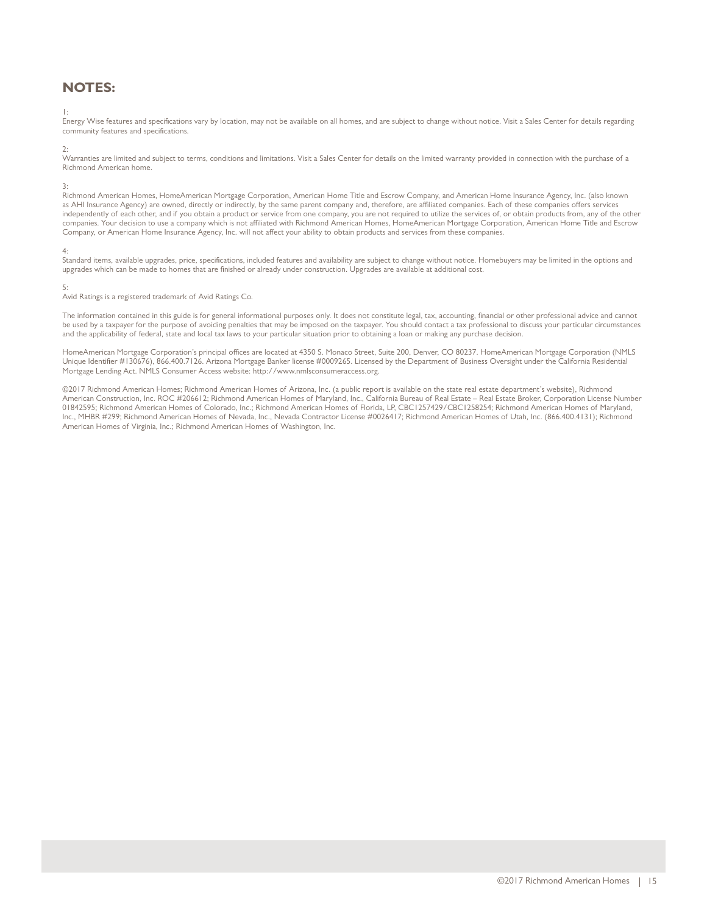## NOTES:

1:
Energy Wise features and specifications vary by location, may not be available on all homes, and are subject to change without notice. Visit a Sales Center for details regarding community features and specifications.

2:
Warranties are limited and subject to terms, conditions and limitations. Visit a Sales Center for details on the limited warranty provided in connection with the purchase of a Richmond American home.

3:
Richmond American Homes, HomeAmerican Mortgage Corporation, American Home Title and Escrow Company, and American Home Insurance Agency, Inc. (also known as AHI Insurance Agency) are owned, directly or indirectly, by the same parent company and, therefore, are affiliated companies. Each of these companies offers services independently of each other, and if you obtain a product or service from one company, you are not required to utilize the services of, or obtain products from, any of the other companies. Your decision to use a company which is not affiliated with Richmond American Homes, HomeAmerican Mortgage Corporation, American Home Title and Escrow Company, or American Home Insurance Agency, Inc. will not affect your ability to obtain products and services from these companies.

4:
Standard items, available upgrades, price, specifications, included features and availability are subject to change without notice. Homebuyers may be limited in the options and upgrades which can be made to homes that are finished or already under construction. Upgrades are available at additional cost.

5:
Avid Ratings is a registered trademark of Avid Ratings Co.

The information contained in this guide is for general informational purposes only. It does not constitute legal, tax, accounting, financial or other professional advice and cannot be used by a taxpayer for the purpose of avoiding penalties that may be imposed on the taxpayer. You should contact a tax professional to discuss your particular circumstances and the applicability of federal, state and local tax laws to your particular situation prior to obtaining a loan or making any purchase decision.

HomeAmerican Mortgage Corporation's principal offices are located at 4350 S. Monaco Street, Suite 200, Denver, CO 80237. HomeAmerican Mortgage Corporation (NMLS Unique Identifier #130676), 866.400.7126. Arizona Mortgage Banker license #0009265. Licensed by the Department of Business Oversight under the California Residential Mortgage Lending Act. NMLS Consumer Access website: http://www.nmlsconsumeraccess.org.

©2017 Richmond American Homes; Richmond American Homes of Arizona, Inc. (a public report is available on the state real estate department's website), Richmond American Construction, Inc. ROC #206612; Richmond American Homes of Maryland, Inc., California Bureau of Real Estate – Real Estate Broker, Corporation License Number 01842595; Richmond American Homes of Colorado, Inc.; Richmond American Homes of Florida, LP, CBC1257429/CBC1258254; Richmond American Homes of Maryland, Inc., MHBR #299; Richmond American Homes of Nevada, Inc., Nevada Contractor License #0026417; Richmond American Homes of Utah, Inc. (866.400.4131); Richmond American Homes of Virginia, Inc.; Richmond American Homes of Washington, Inc.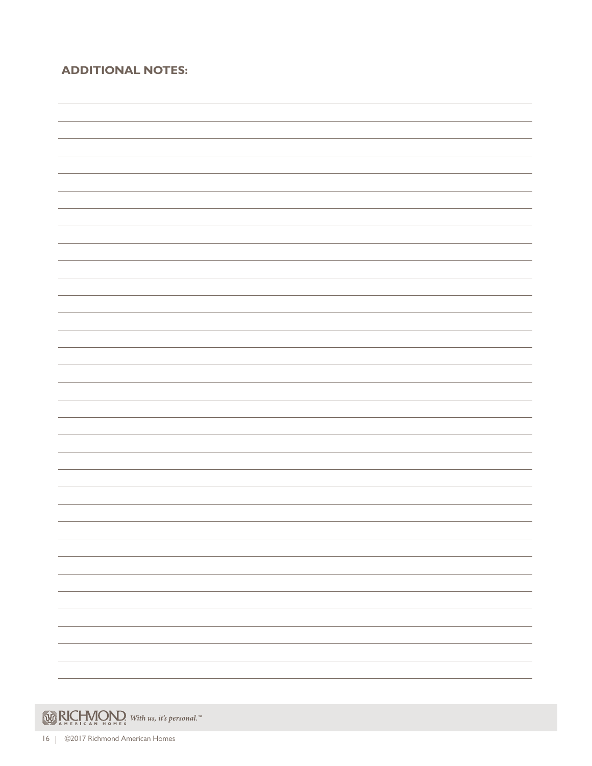## ADDITIONAL NOTES: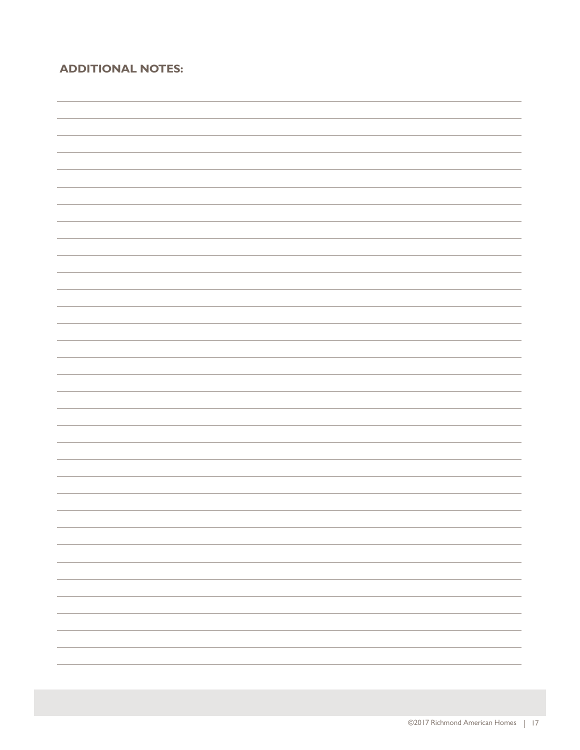## ADDITIONAL NOTES: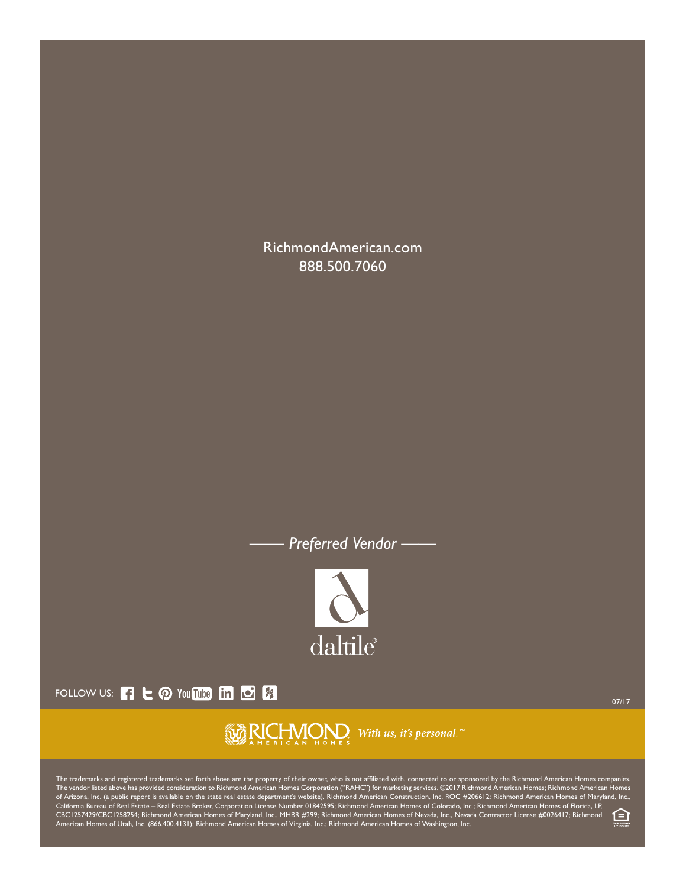RichmondAmerican.com
888.500.7060

*— Preferred Vendor —*

daltile®

FOLLOW US:

07/17

RICHMOND AMERICAN HOMES *With us, it's personal.™*

The trademarks and registered trademarks set forth above are the property of their owner, who is not affiliated with, connected to or sponsored by the Richmond American Homes companies. The vendor listed above has provided consideration to Richmond American Homes Corporation ("RAHC") for marketing services. ©2017 Richmond American Homes; Richmond American Homes of Arizona, Inc. (a public report is available on the state real estate department's website), Richmond American Construction, Inc. ROC #206612; Richmond American Homes of Maryland, Inc., California Bureau of Real Estate – Real Estate Broker, Corporation License Number 01842595; Richmond American Homes of Colorado, Inc.; Richmond American Homes of Florida, LP, CBC1257429/CBC1258254; Richmond American Homes of Maryland, Inc., MHBR #299; Richmond American Homes of Nevada, Inc., Nevada Contractor License #0026417; Richmond American Homes of Utah, Inc. (866.400.4131); Richmond American Homes of Virginia, Inc.; Richmond American Homes of Washington, Inc.